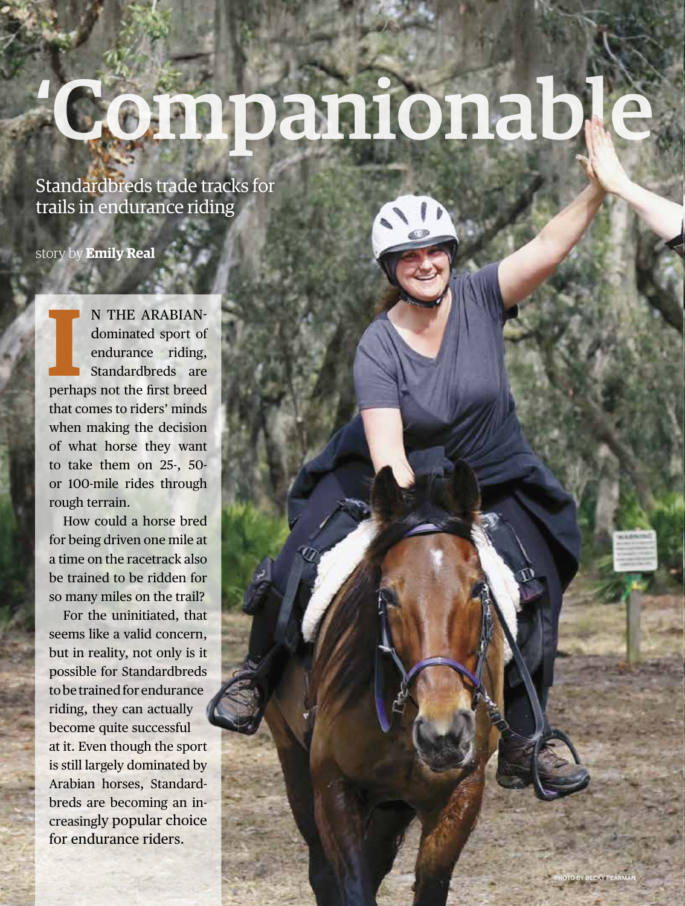# 'Companionable

## Standardbreds trade tracks for trails in endurance riding

story by **Emily Real**

IN THE ARABIAN-dominated sport of endurance riding, Standardbreds are perhaps not the first breed that comes to riders' minds when making the decision of what horse they want to take them on 25-, 50- or 100-mile rides through rough terrain.

How could a horse bred for being driven one mile at a time on the racetrack also be trained to be ridden for so many miles on the trail?

For the uninitiated, that seems like a valid concern, but in reality, not only is it possible for Standardbreds to be trained for endurance riding, they can actually become quite successful at it. Even though the sport is still largely dominated by Arabian horses, Standardbreds are becoming an increasingly popular choice for endurance riders.

PHOTO BY BECKY PEARMAN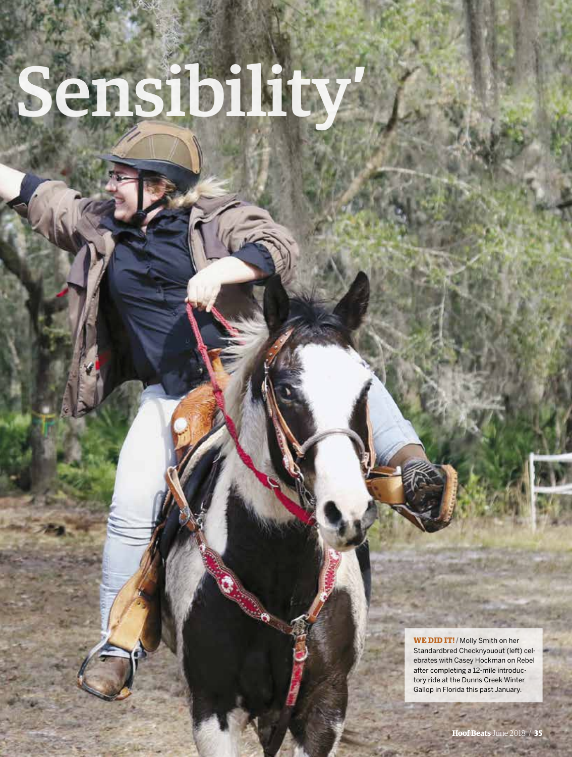# Sensibility'

**WE DID IT!** / Molly Smith on her Standardbred Checknyouout (left) celebrates with Casey Hockman on Rebel after completing a 12-mile introductory ride at the Dunns Creek Winter Gallop in Florida this past January.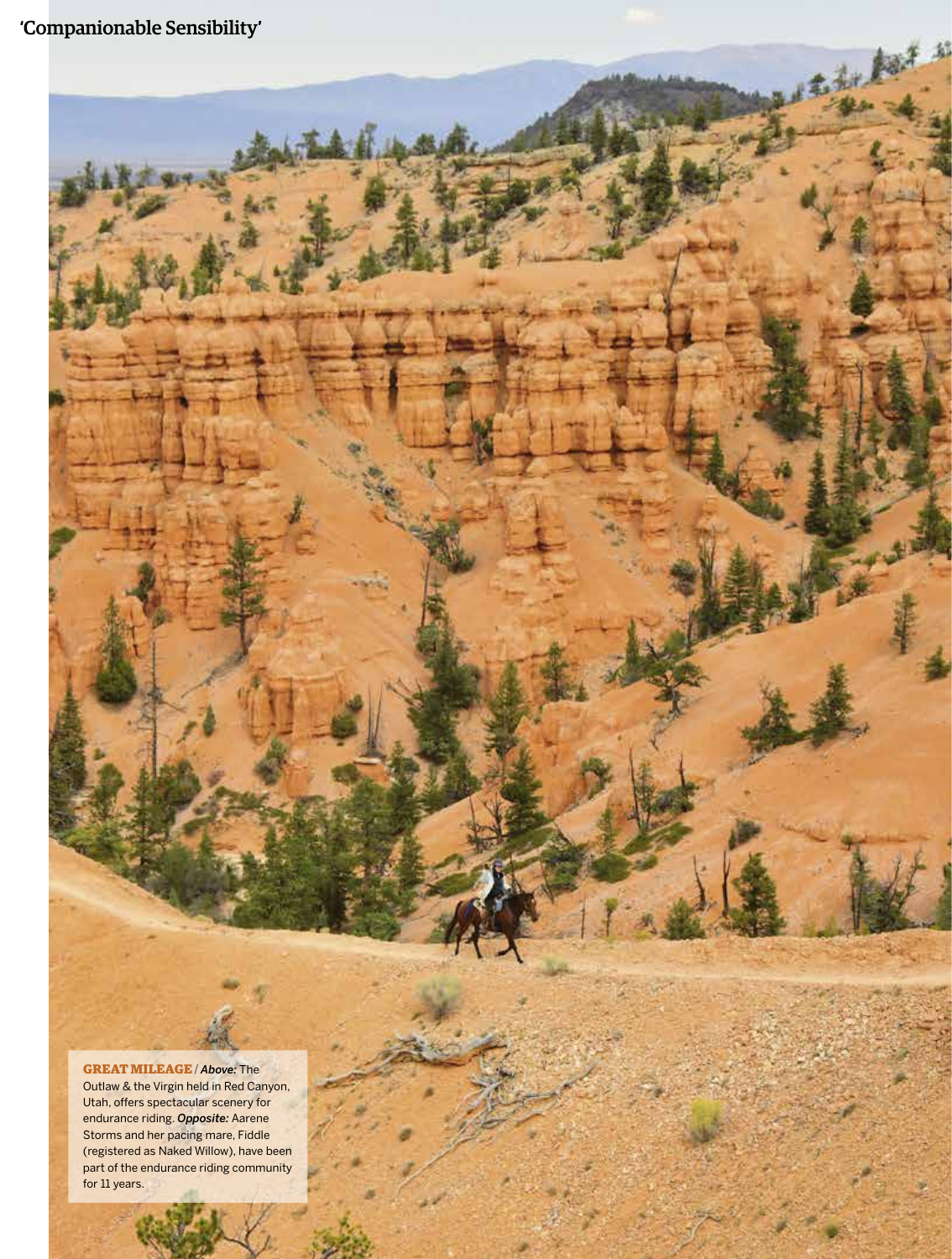**GREAT MILEAGE** / ***Above:*** The Outlaw & the Virgin held in Red Canyon, Utah, offers spectacular scenery for endurance riding. ***Opposite:*** Aarene Storms and her pacing mare, Fiddle (registered as Naked Willow), have been part of the endurance riding community for 11 years.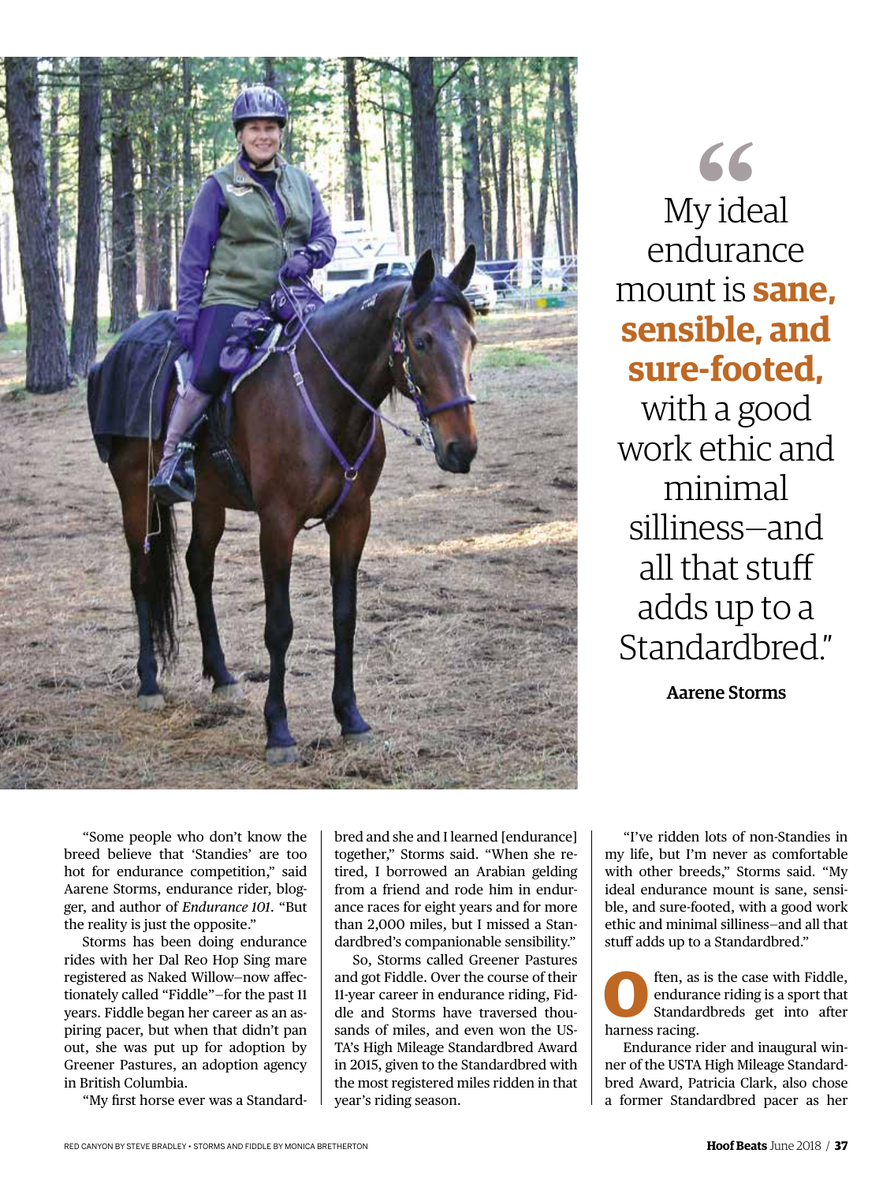> "My ideal endurance mount is **sane, sensible, and sure-footed,** with a good work ethic and minimal silliness—and all that stuff adds up to a Standardbred."
>
> **Aarene Storms**

"Some people who don't know the breed believe that 'Standies' are too hot for endurance competition," said Aarene Storms, endurance rider, blogger, and author of *Endurance 101*. "But the reality is just the opposite."

Storms has been doing endurance rides with her Dal Reo Hop Sing mare registered as Naked Willow—now affectionately called "Fiddle"—for the past 11 years. Fiddle began her career as an aspiring pacer, but when that didn't pan out, she was put up for adoption by Greener Pastures, an adoption agency in British Columbia.

"My first horse ever was a Standardbred and she and I learned [endurance] together," Storms said. "When she retired, I borrowed an Arabian gelding from a friend and rode him in endurance races for eight years and for more than 2,000 miles, but I missed a Standardbred's companionable sensibility."

So, Storms called Greener Pastures and got Fiddle. Over the course of their 11-year career in endurance riding, Fiddle and Storms have traversed thousands of miles, and even won the USTA's High Mileage Standardbred Award in 2015, given to the Standardbred with the most registered miles ridden in that year's riding season.

"I've ridden lots of non-Standies in my life, but I'm never as comfortable with other breeds," Storms said. "My ideal endurance mount is sane, sensible, and sure-footed, with a good work ethic and minimal silliness—and all that stuff adds up to a Standardbred."

Often, as is the case with Fiddle, endurance riding is a sport that Standardbreds get into after harness racing.

Endurance rider and inaugural winner of the USTA High Mileage Standardbred Award, Patricia Clark, also chose a former Standardbred pacer as her

RED CANYON BY STEVE BRADLEY • STORMS AND FIDDLE BY MONICA BRETHERTON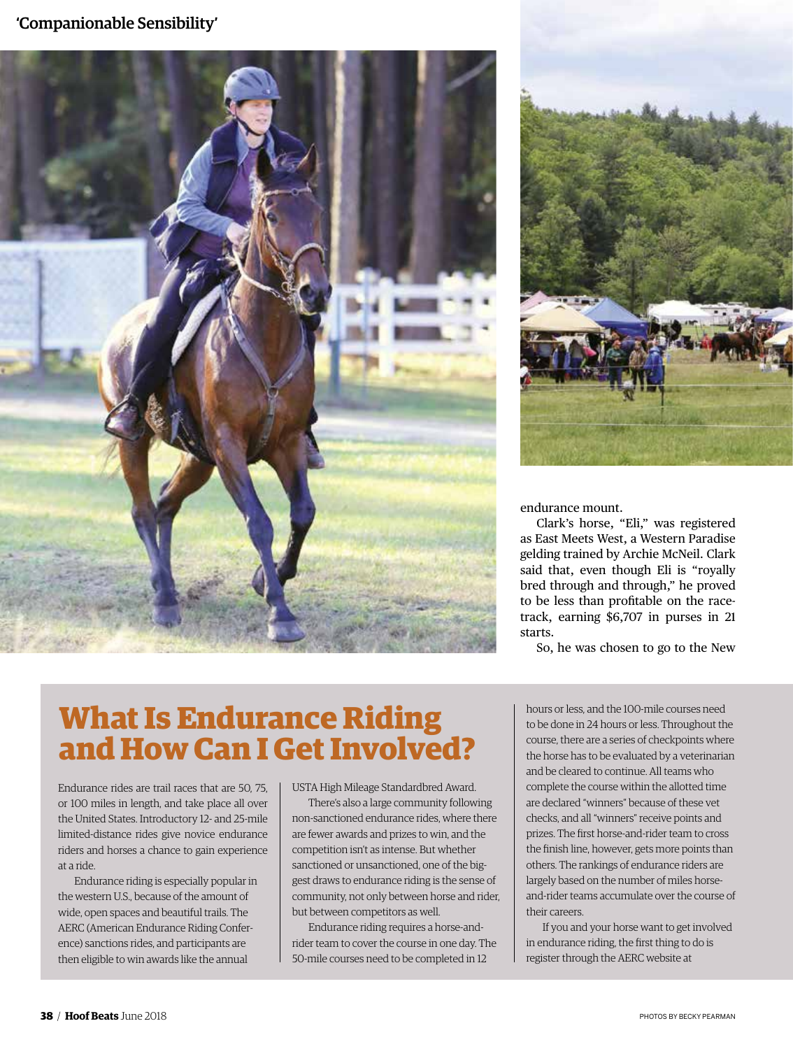endurance mount.

Clark's horse, "Eli," was registered as East Meets West, a Western Paradise gelding trained by Archie McNeil. Clark said that, even though Eli is "royally bred through and through," he proved to be less than profitable on the racetrack, earning $6,707 in purses in 21 starts.

So, he was chosen to go to the New

## What Is Endurance Riding and How Can I Get Involved?

Endurance rides are trail races that are 50, 75, or 100 miles in length, and take place all over the United States. Introductory 12- and 25-mile limited-distance rides give novice endurance riders and horses a chance to gain experience at a ride.

Endurance riding is especially popular in the western U.S., because of the amount of wide, open spaces and beautiful trails. The AERC (American Endurance Riding Conference) sanctions rides, and participants are then eligible to win awards like the annual USTA High Mileage Standardbred Award.

There's also a large community following non-sanctioned endurance rides, where there are fewer awards and prizes to win, and the competition isn't as intense. But whether sanctioned or unsanctioned, one of the biggest draws to endurance riding is the sense of community, not only between horse and rider, but between competitors as well.

Endurance riding requires a horse-and-rider team to cover the course in one day. The 50-mile courses need to be completed in 12 hours or less, and the 100-mile courses need to be done in 24 hours or less. Throughout the course, there are a series of checkpoints where the horse has to be evaluated by a veterinarian and be cleared to continue. All teams who complete the course within the allotted time are declared "winners" because of these vet checks, and all "winners" receive points and prizes. The first horse-and-rider team to cross the finish line, however, gets more points than others. The rankings of endurance riders are largely based on the number of miles horse-and-rider teams accumulate over the course of their careers.

If you and your horse want to get involved in endurance riding, the first thing to do is register through the AERC website at

PHOTOS BY BECKY PEARMAN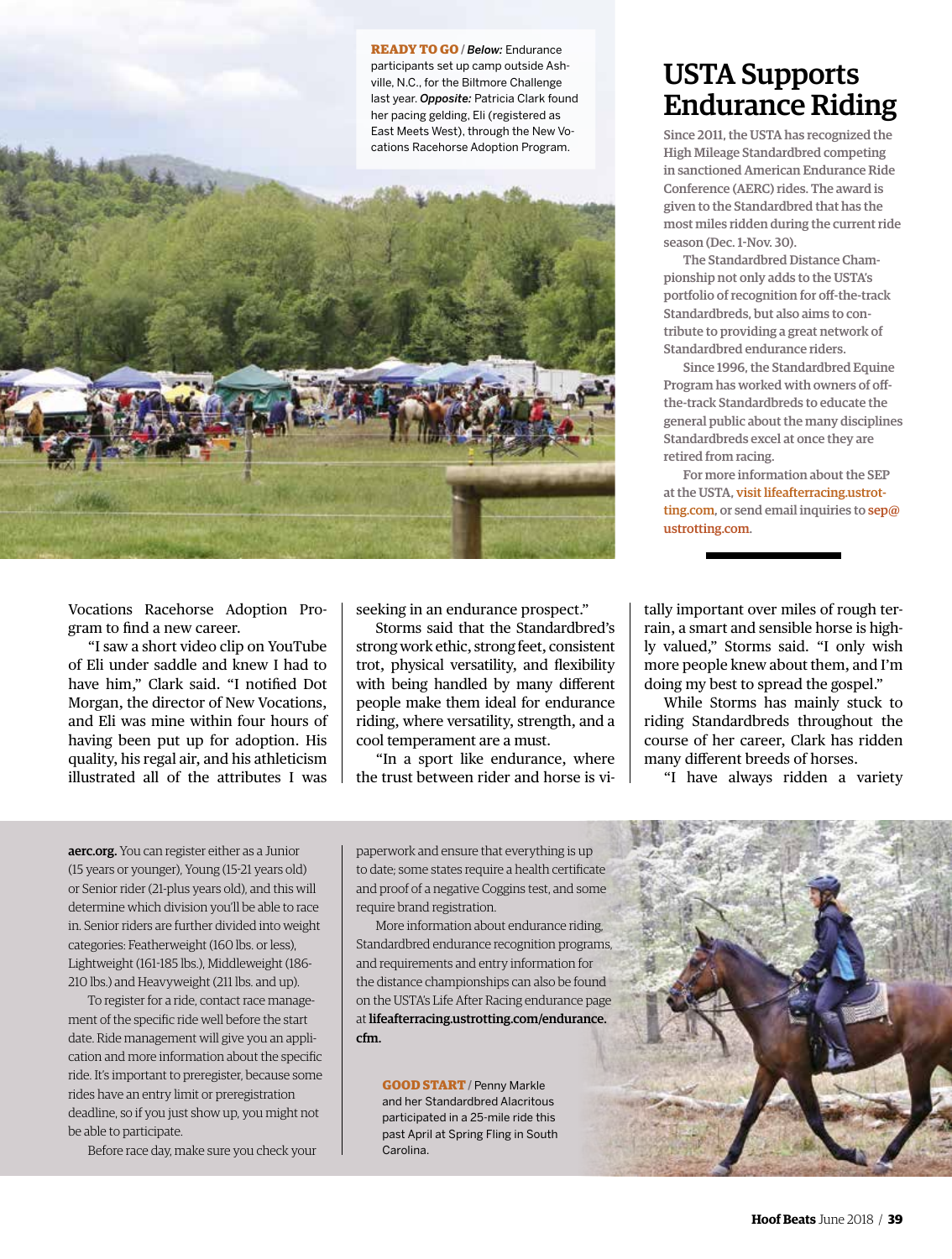READY TO GO / *Below:* Endurance participants set up camp outside Asheville, N.C., for the Biltmore Challenge last year. *Opposite:* Patricia Clark found her pacing gelding, Eli (registered as East Meets West), through the New Vocations Racehorse Adoption Program.

## USTA Supports Endurance Riding

Since 2011, the USTA has recognized the High Mileage Standardbred competing in sanctioned American Endurance Ride Conference (AERC) rides. The award is given to the Standardbred that has the most miles ridden during the current ride season (Dec. 1-Nov. 30).

The Standardbred Distance Championship not only adds to the USTA's portfolio of recognition for off-the-track Standardbreds, but also aims to contribute to providing a great network of Standardbred endurance riders.

Since 1996, the Standardbred Equine Program has worked with owners of off-the-track Standardbreds to educate the general public about the many disciplines Standardbreds excel at once they are retired from racing.

For more information about the SEP at the USTA, visit lifeafterracing.ustrotting.com, or send email inquiries to sep@ustrotting.com.

Vocations Racehorse Adoption Program to find a new career.

"I saw a short video clip on YouTube of Eli under saddle and knew I had to have him," Clark said. "I notified Dot Morgan, the director of New Vocations, and Eli was mine within four hours of having been put up for adoption. His quality, his regal air, and his athleticism illustrated all of the attributes I was seeking in an endurance prospect."

Storms said that the Standardbred's strong work ethic, strong feet, consistent trot, physical versatility, and flexibility with being handled by many different people make them ideal for endurance riding, where versatility, strength, and a cool temperament are a must.

"In a sport like endurance, where the trust between rider and horse is vitally important over miles of rough terrain, a smart and sensible horse is highly valued," Storms said. "I only wish more people knew about them, and I'm doing my best to spread the gospel."

While Storms has mainly stuck to riding Standardbreds throughout the course of her career, Clark has ridden many different breeds of horses.

"I have always ridden a variety

**aerc.org.** You can register either as a Junior (15 years or younger), Young (15-21 years old) or Senior rider (21-plus years old), and this will determine which division you'll be able to race in. Senior riders are further divided into weight categories: Featherweight (160 lbs. or less), Lightweight (161-185 lbs.), Middleweight (186-210 lbs.) and Heavyweight (211 lbs. and up).

To register for a ride, contact race management of the specific ride well before the start date. Ride management will give you an application and more information about the specific ride. It's important to preregister, because some rides have an entry limit or preregistration deadline, so if you just show up, you might not be able to participate.

Before race day, make sure you check your paperwork and ensure that everything is up to date; some states require a health certificate and proof of a negative Coggins test, and some require brand registration.

More information about endurance riding, Standardbred endurance recognition programs, and requirements and entry information for the distance championships can also be found on the USTA's Life After Racing endurance page at **lifeafterracing.ustrotting.com/endurance.cfm.**

GOOD START / Penny Markle and her Standardbred Alacritous participated in a 25-mile ride this past April at Spring Fling in South Carolina.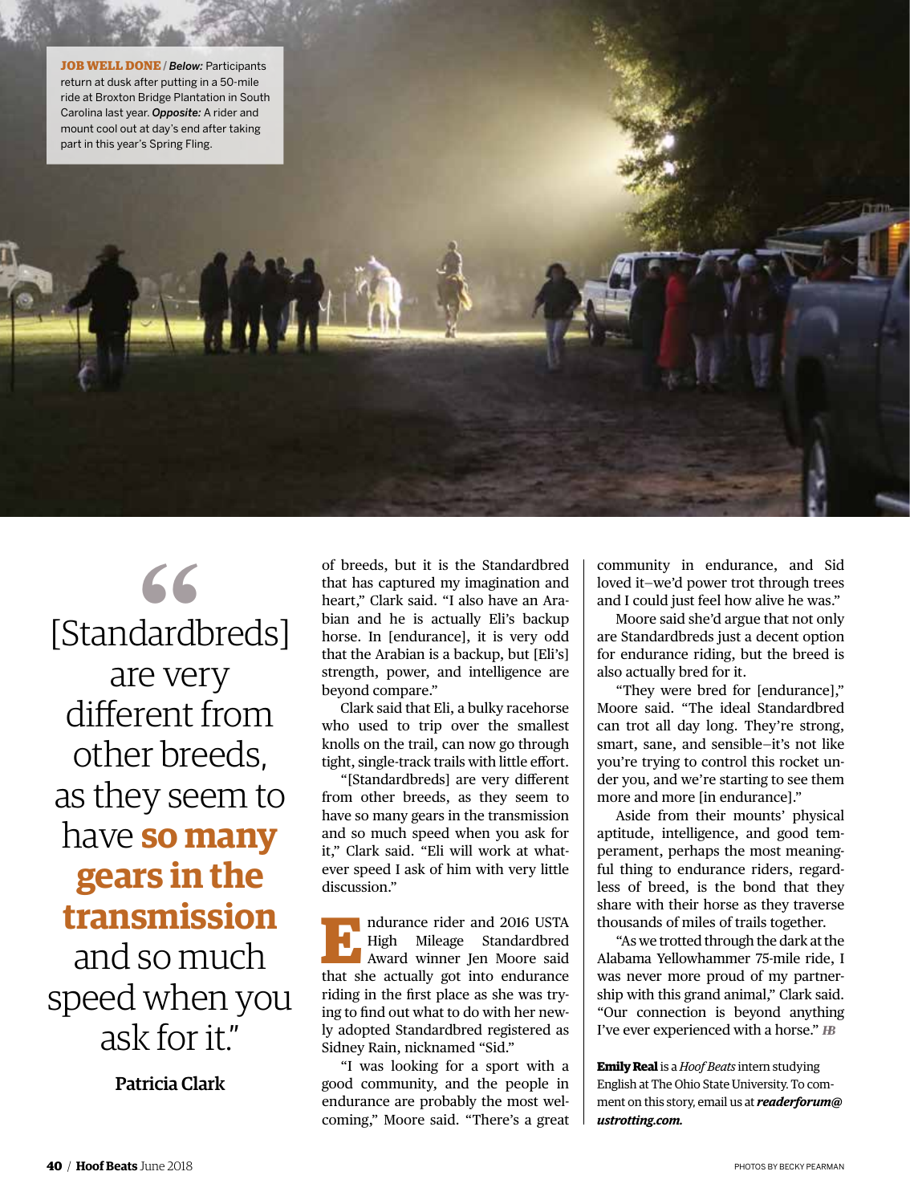**JOB WELL DONE** / ***Below:*** Participants return at dusk after putting in a 50-mile ride at Broxton Bridge Plantation in South Carolina last year. ***Opposite:*** A rider and mount cool out at day's end after taking part in this year's Spring Fling.

> "[Standardbreds] are very different from other breeds, as they seem to have **so many gears in the transmission** and so much speed when you ask for it."
>
> **Patricia Clark**

of breeds, but it is the Standardbred that has captured my imagination and heart," Clark said. "I also have an Arabian and he is actually Eli's backup horse. In [endurance], it is very odd that the Arabian is a backup, but [Eli's] strength, power, and intelligence are beyond compare."

Clark said that Eli, a bulky racehorse who used to trip over the smallest knolls on the trail, can now go through tight, single-track trails with little effort.

"[Standardbreds] are very different from other breeds, as they seem to have so many gears in the transmission and so much speed when you ask for it," Clark said. "Eli will work at whatever speed I ask of him with very little discussion."

Endurance rider and 2016 USTA High Mileage Standardbred Award winner Jen Moore said that she actually got into endurance riding in the first place as she was trying to find out what to do with her newly adopted Standardbred registered as Sidney Rain, nicknamed "Sid."

"I was looking for a sport with a good community, and the people in endurance are probably the most welcoming," Moore said. "There's a great community in endurance, and Sid loved it—we'd power trot through trees and I could just feel how alive he was."

Moore said she'd argue that not only are Standardbreds just a decent option for endurance riding, but the breed is also actually bred for it.

"They were bred for [endurance]," Moore said. "The ideal Standardbred can trot all day long. They're strong, smart, sane, and sensible—it's not like you're trying to control this rocket under you, and we're starting to see them more and more [in endurance]."

Aside from their mounts' physical aptitude, intelligence, and good temperament, perhaps the most meaningful thing to endurance riders, regardless of breed, is the bond that they share with their horse as they traverse thousands of miles of trails together.

"As we trotted through the dark at the Alabama Yellowhammer 75-mile ride, I was never more proud of my partnership with this grand animal," Clark said. "Our connection is beyond anything I've ever experienced with a horse." *HB*

**Emily Real** is a *Hoof Beats* intern studying English at The Ohio State University. To comment on this story, email us at ***readerforum@ustrotting.com.***

PHOTOS BY BECKY PEARMAN